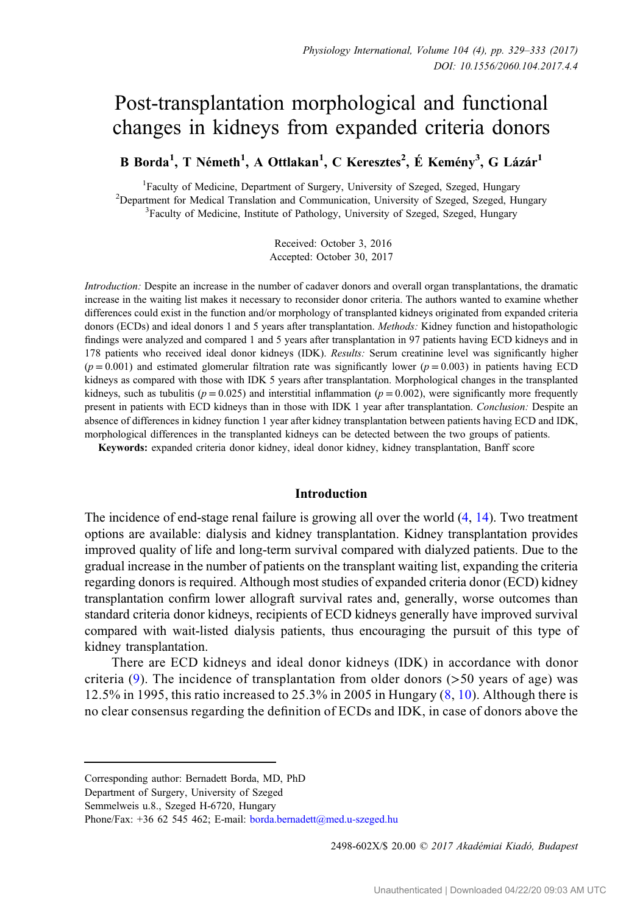# Post-transplantation morphological and functional changes in kidneys from expanded criteria donors

**B Borda[1], T Németh[1], A Ottlakan[1], C Keresztes[2], É Kemény[3], G Lázár[1]**

[1]Faculty of Medicine, Department of Surgery, University of Szeged, Szeged, Hungary
[2]Department for Medical Translation and Communication, University of Szeged, Szeged, Hungary
[3]Faculty of Medicine, Institute of Pathology, University of Szeged, Szeged, Hungary

Received: October 3, 2016
Accepted: October 30, 2017

*Introduction:* Despite an increase in the number of cadaver donors and overall organ transplantations, the dramatic increase in the waiting list makes it necessary to reconsider donor criteria. The authors wanted to examine whether differences could exist in the function and/or morphology of transplanted kidneys originated from expanded criteria donors (ECDs) and ideal donors 1 and 5 years after transplantation. *Methods:* Kidney function and histopathologic findings were analyzed and compared 1 and 5 years after transplantation in 97 patients having ECD kidneys and in 178 patients who received ideal donor kidneys (IDK). *Results:* Serum creatinine level was significantly higher ($p = 0.001$) and estimated glomerular filtration rate was significantly lower ($p = 0.003$) in patients having ECD kidneys as compared with those with IDK 5 years after transplantation. Morphological changes in the transplanted kidneys, such as tubulitis ($p = 0.025$) and interstitial inflammation ($p = 0.002$), were significantly more frequently present in patients with ECD kidneys than in those with IDK 1 year after transplantation. *Conclusion:* Despite an absence of differences in kidney function 1 year after kidney transplantation between patients having ECD and IDK, morphological differences in the transplanted kidneys can be detected between the two groups of patients.

**Keywords:** expanded criteria donor kidney, ideal donor kidney, kidney transplantation, Banff score

## Introduction

The incidence of end-stage renal failure is growing all over the world (4, 14). Two treatment options are available: dialysis and kidney transplantation. Kidney transplantation provides improved quality of life and long-term survival compared with dialyzed patients. Due to the gradual increase in the number of patients on the transplant waiting list, expanding the criteria regarding donors is required. Although most studies of expanded criteria donor (ECD) kidney transplantation confirm lower allograft survival rates and, generally, worse outcomes than standard criteria donor kidneys, recipients of ECD kidneys generally have improved survival compared with wait-listed dialysis patients, thus encouraging the pursuit of this type of kidney transplantation.

There are ECD kidneys and ideal donor kidneys (IDK) in accordance with donor criteria (9). The incidence of transplantation from older donors (>50 years of age) was 12.5% in 1995, this ratio increased to 25.3% in 2005 in Hungary (8, 10). Although there is no clear consensus regarding the definition of ECDs and IDK, in case of donors above the

Corresponding author: Bernadett Borda, MD, PhD
Department of Surgery, University of Szeged
Semmelweis u.8., Szeged H-6720, Hungary
Phone/Fax: +36 62 545 462; E-mail: borda.bernadett@med.u-szeged.hu

2498-602X/$ 20.00 © 2017 Akadémiai Kiadó, Budapest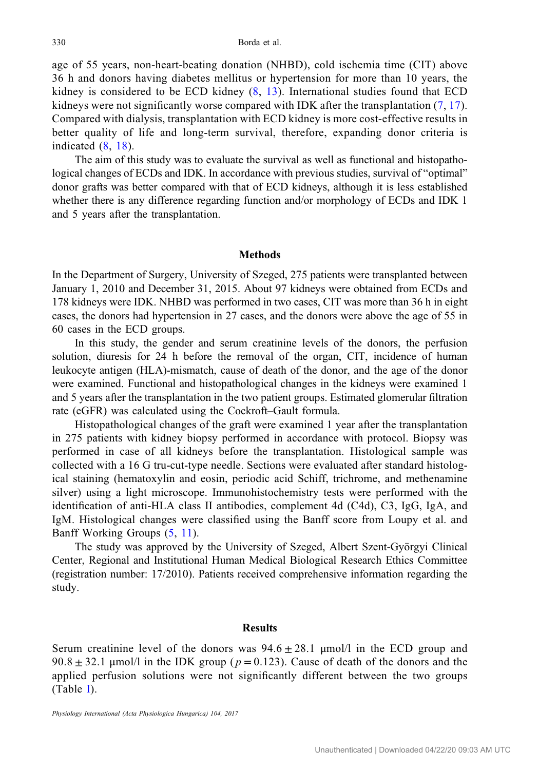age of 55 years, non-heart-beating donation (NHBD), cold ischemia time (CIT) above 36 h and donors having diabetes mellitus or hypertension for more than 10 years, the kidney is considered to be ECD kidney (8, 13). International studies found that ECD kidneys were not significantly worse compared with IDK after the transplantation (7, 17). Compared with dialysis, transplantation with ECD kidney is more cost-effective results in better quality of life and long-term survival, therefore, expanding donor criteria is indicated (8, 18).

The aim of this study was to evaluate the survival as well as functional and histopathological changes of ECDs and IDK. In accordance with previous studies, survival of "optimal" donor grafts was better compared with that of ECD kidneys, although it is less established whether there is any difference regarding function and/or morphology of ECDs and IDK 1 and 5 years after the transplantation.

## Methods

In the Department of Surgery, University of Szeged, 275 patients were transplanted between January 1, 2010 and December 31, 2015. About 97 kidneys were obtained from ECDs and 178 kidneys were IDK. NHBD was performed in two cases, CIT was more than 36 h in eight cases, the donors had hypertension in 27 cases, and the donors were above the age of 55 in 60 cases in the ECD groups.

In this study, the gender and serum creatinine levels of the donors, the perfusion solution, diuresis for 24 h before the removal of the organ, CIT, incidence of human leukocyte antigen (HLA)-mismatch, cause of death of the donor, and the age of the donor were examined. Functional and histopathological changes in the kidneys were examined 1 and 5 years after the transplantation in the two patient groups. Estimated glomerular filtration rate (eGFR) was calculated using the Cockroft–Gault formula.

Histopathological changes of the graft were examined 1 year after the transplantation in 275 patients with kidney biopsy performed in accordance with protocol. Biopsy was performed in case of all kidneys before the transplantation. Histological sample was collected with a 16 G tru-cut-type needle. Sections were evaluated after standard histological staining (hematoxylin and eosin, periodic acid Schiff, trichrome, and methenamine silver) using a light microscope. Immunohistochemistry tests were performed with the identification of anti-HLA class II antibodies, complement 4d (C4d), C3, IgG, IgA, and IgM. Histological changes were classified using the Banff score from Loupy et al. and Banff Working Groups (5, 11).

The study was approved by the University of Szeged, Albert Szent-Györgyi Clinical Center, Regional and Institutional Human Medical Biological Research Ethics Committee (registration number: 17/2010). Patients received comprehensive information regarding the study.

## Results

Serum creatinine level of the donors was $94.6 \pm 28.1$ μmol/l in the ECD group and $90.8 \pm 32.1$ μmol/l in the IDK group ($p = 0.123$). Cause of death of the donors and the applied perfusion solutions were not significantly different between the two groups (Table I).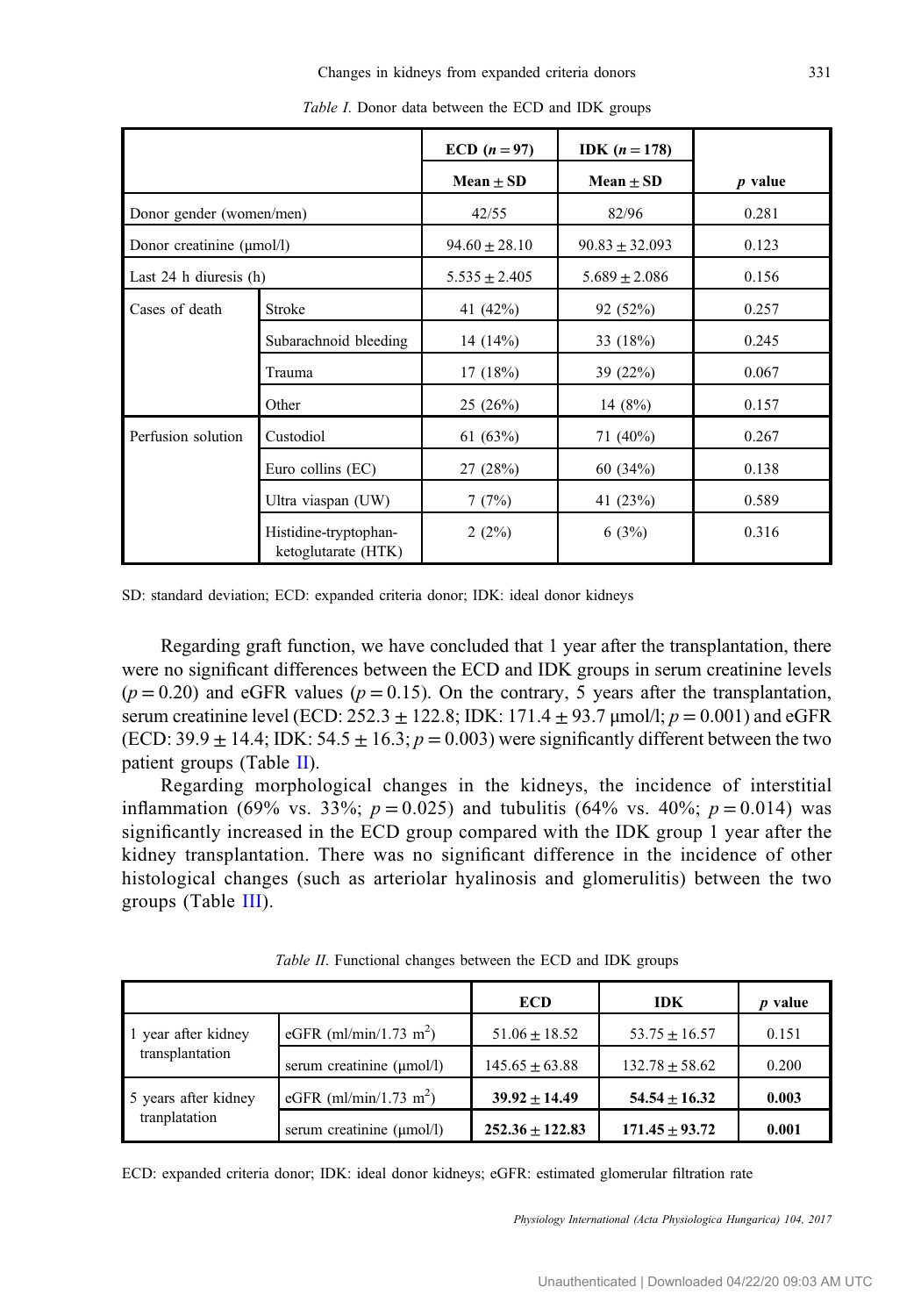*Table I.* Donor data between the ECD and IDK groups

| | | ECD ($n = 97$) | IDK ($n = 178$) | |
|---|---|---|---|---|
| | | Mean ± SD | Mean ± SD | $p$ value |
| Donor gender (women/men) | | 42/55 | 82/96 | 0.281 |
| Donor creatinine (μmol/l) | | 94.60 ± 28.10 | 90.83 ± 32.093 | 0.123 |
| Last 24 h diuresis (h) | | 5.535 ± 2.405 | 5.689 ± 2.086 | 0.156 |
| Cases of death | Stroke | 41 (42%) | 92 (52%) | 0.257 |
| | Subarachnoid bleeding | 14 (14%) | 33 (18%) | 0.245 |
| | Trauma | 17 (18%) | 39 (22%) | 0.067 |
| | Other | 25 (26%) | 14 (8%) | 0.157 |
| Perfusion solution | Custodiol | 61 (63%) | 71 (40%) | 0.267 |
| | Euro collins (EC) | 27 (28%) | 60 (34%) | 0.138 |
| | Ultra viaspan (UW) | 7 (7%) | 41 (23%) | 0.589 |
| | Histidine-tryptophan-ketoglutarate (HTK) | 2 (2%) | 6 (3%) | 0.316 |

SD: standard deviation; ECD: expanded criteria donor; IDK: ideal donor kidneys

Regarding graft function, we have concluded that 1 year after the transplantation, there were no significant differences between the ECD and IDK groups in serum creatinine levels ($p = 0.20$) and eGFR values ($p = 0.15$). On the contrary, 5 years after the transplantation, serum creatinine level (ECD: 252.3 ± 122.8; IDK: 171.4 ± 93.7 μmol/l; $p = 0.001$) and eGFR (ECD: 39.9 ± 14.4; IDK: 54.5 ± 16.3; $p = 0.003$) were significantly different between the two patient groups (Table II).

Regarding morphological changes in the kidneys, the incidence of interstitial inflammation (69% vs. 33%; $p = 0.025$) and tubulitis (64% vs. 40%; $p = 0.014$) was significantly increased in the ECD group compared with the IDK group 1 year after the kidney transplantation. There was no significant difference in the incidence of other histological changes (such as arteriolar hyalinosis and glomerulitis) between the two groups (Table III).

*Table II.* Functional changes between the ECD and IDK groups

| | | ECD | IDK | $p$ value |
|---|---|---|---|---|
| 1 year after kidney transplantation | eGFR (ml/min/1.73 $m^2$) | 51.06 ± 18.52 | 53.75 ± 16.57 | 0.151 |
| | serum creatinine (μmol/l) | 145.65 ± 63.88 | 132.78 ± 58.62 | 0.200 |
| 5 years after kidney tranplatation | eGFR (ml/min/1.73 $m^2$) | **39.92 ± 14.49** | **54.54 ± 16.32** | **0.003** |
| | serum creatinine (μmol/l) | **252.36 ± 122.83** | **171.45 ± 93.72** | **0.001** |

ECD: expanded criteria donor; IDK: ideal donor kidneys; eGFR: estimated glomerular filtration rate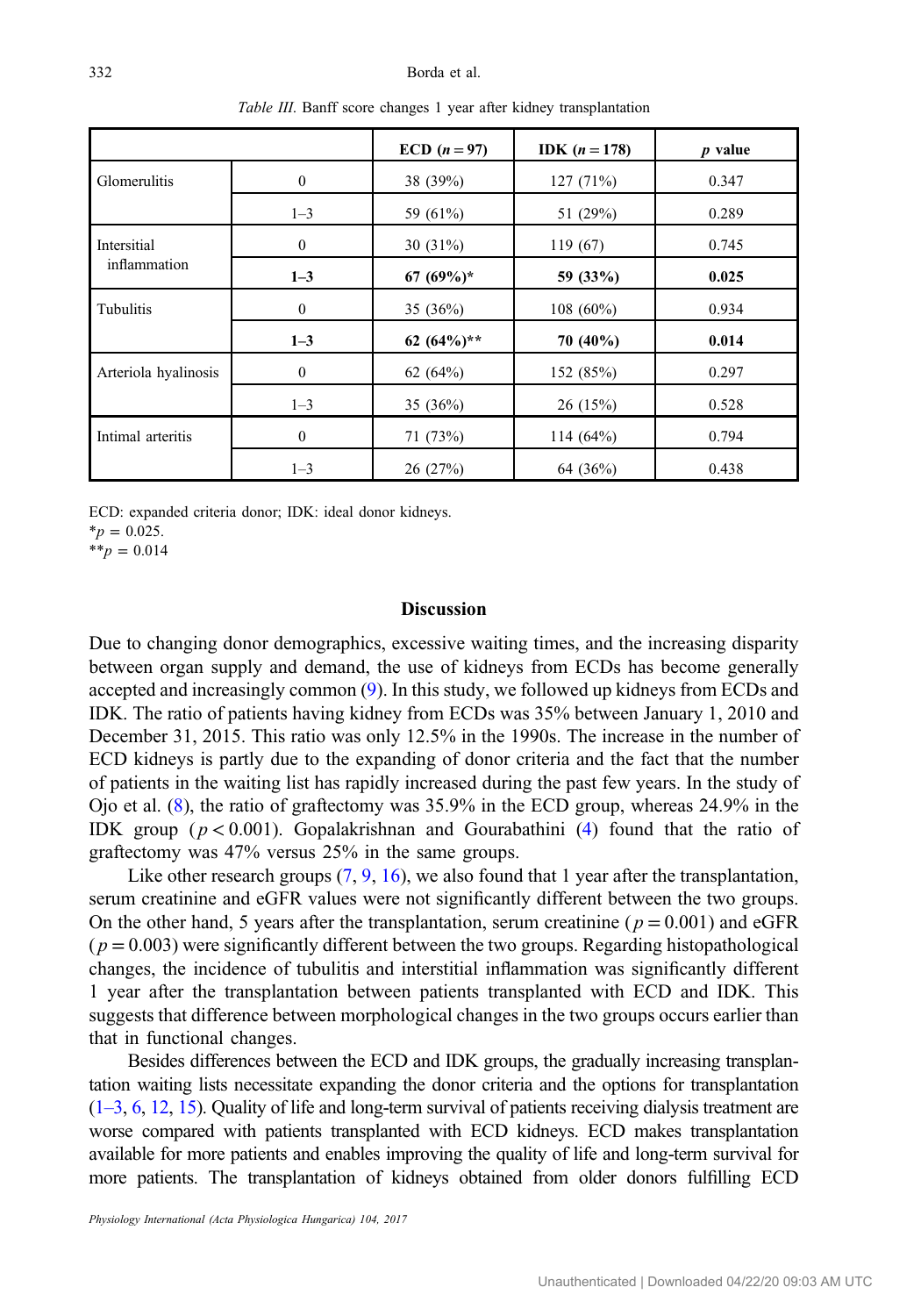*Table III.* Banff score changes 1 year after kidney transplantation

| | | ECD ($n = 97$) | IDK ($n = 178$) | $p$ value |
|---|---|---|---|---|
| Glomerulitis | 0 | 38 (39%) | 127 (71%) | 0.347 |
| | 1–3 | 59 (61%) | 51 (29%) | 0.289 |
| Intersitial inflammation | 0 | 30 (31%) | 119 (67) | 0.745 |
| | **1–3** | **67 (69%)*** | **59 (33%)** | **0.025** |
| Tubulitis | 0 | 35 (36%) | 108 (60%) | 0.934 |
| | **1–3** | **62 (64%)**** | **70 (40%)** | **0.014** |
| Arteriola hyalinosis | 0 | 62 (64%) | 152 (85%) | 0.297 |
| | 1–3 | 35 (36%) | 26 (15%) | 0.528 |
| Intimal arteritis | 0 | 71 (73%) | 114 (64%) | 0.794 |
| | 1–3 | 26 (27%) | 64 (36%) | 0.438 |

ECD: expanded criteria donor; IDK: ideal donor kidneys.
*$p = 0.025$.
**$p = 0.014$

## Discussion

Due to changing donor demographics, excessive waiting times, and the increasing disparity between organ supply and demand, the use of kidneys from ECDs has become generally accepted and increasingly common (9). In this study, we followed up kidneys from ECDs and IDK. The ratio of patients having kidney from ECDs was 35% between January 1, 2010 and December 31, 2015. This ratio was only 12.5% in the 1990s. The increase in the number of ECD kidneys is partly due to the expanding of donor criteria and the fact that the number of patients in the waiting list has rapidly increased during the past few years. In the study of Ojo et al. (8), the ratio of graftectomy was 35.9% in the ECD group, whereas 24.9% in the IDK group ($p < 0.001$). Gopalakrishnan and Gourabathini (4) found that the ratio of graftectomy was 47% versus 25% in the same groups.

Like other research groups (7, 9, 16), we also found that 1 year after the transplantation, serum creatinine and eGFR values were not significantly different between the two groups. On the other hand, 5 years after the transplantation, serum creatinine ($p = 0.001$) and eGFR ($p = 0.003$) were significantly different between the two groups. Regarding histopathological changes, the incidence of tubulitis and interstitial inflammation was significantly different 1 year after the transplantation between patients transplanted with ECD and IDK. This suggests that difference between morphological changes in the two groups occurs earlier than that in functional changes.

Besides differences between the ECD and IDK groups, the gradually increasing transplantation waiting lists necessitate expanding the donor criteria and the options for transplantation (1–3, 6, 12, 15). Quality of life and long-term survival of patients receiving dialysis treatment are worse compared with patients transplanted with ECD kidneys. ECD makes transplantation available for more patients and enables improving the quality of life and long-term survival for more patients. The transplantation of kidneys obtained from older donors fulfilling ECD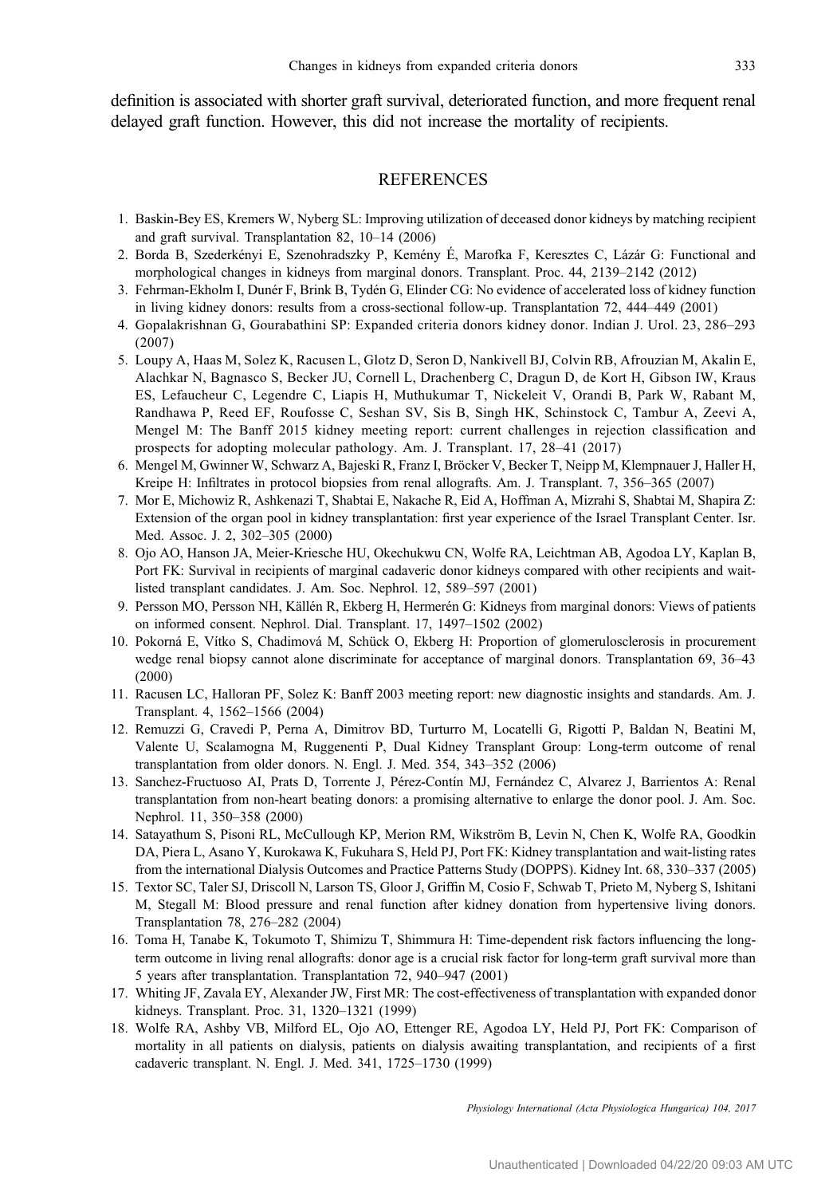definition is associated with shorter graft survival, deteriorated function, and more frequent renal delayed graft function. However, this did not increase the mortality of recipients.

## REFERENCES

1. Baskin-Bey ES, Kremers W, Nyberg SL: Improving utilization of deceased donor kidneys by matching recipient and graft survival. Transplantation 82, 10–14 (2006)
2. Borda B, Szederkényi E, Szenohradszky P, Kemény É, Marofka F, Keresztes C, Lázár G: Functional and morphological changes in kidneys from marginal donors. Transplant. Proc. 44, 2139–2142 (2012)
3. Fehrman-Ekholm I, Dunér F, Brink B, Tydén G, Elinder CG: No evidence of accelerated loss of kidney function in living kidney donors: results from a cross-sectional follow-up. Transplantation 72, 444–449 (2001)
4. Gopalakrishnan G, Gourabathini SP: Expanded criteria donors kidney donor. Indian J. Urol. 23, 286–293 (2007)
5. Loupy A, Haas M, Solez K, Racusen L, Glotz D, Seron D, Nankivell BJ, Colvin RB, Afrouzian M, Akalin E, Alachkar N, Bagnasco S, Becker JU, Cornell L, Drachenberg C, Dragun D, de Kort H, Gibson IW, Kraus ES, Lefaucheur C, Legendre C, Liapis H, Muthukumar T, Nickeleit V, Orandi B, Park W, Rabant M, Randhawa P, Reed EF, Roufosse C, Seshan SV, Sis B, Singh HK, Schinstock C, Tambur A, Zeevi A, Mengel M: The Banff 2015 kidney meeting report: current challenges in rejection classification and prospects for adopting molecular pathology. Am. J. Transplant. 17, 28–41 (2017)
6. Mengel M, Gwinner W, Schwarz A, Bajeski R, Franz I, Bröcker V, Becker T, Neipp M, Klempnauer J, Haller H, Kreipe H: Infiltrates in protocol biopsies from renal allografts. Am. J. Transplant. 7, 356–365 (2007)
7. Mor E, Michowiz R, Ashkenazi T, Shabtai E, Nakache R, Eid A, Hoffman A, Mizrahi S, Shabtai M, Shapira Z: Extension of the organ pool in kidney transplantation: first year experience of the Israel Transplant Center. Isr. Med. Assoc. J. 2, 302–305 (2000)
8. Ojo AO, Hanson JA, Meier-Kriesche HU, Okechukwu CN, Wolfe RA, Leichtman AB, Agodoa LY, Kaplan B, Port FK: Survival in recipients of marginal cadaveric donor kidneys compared with other recipients and wait-listed transplant candidates. J. Am. Soc. Nephrol. 12, 589–597 (2001)
9. Persson MO, Persson NH, Källén R, Ekberg H, Hermerén G: Kidneys from marginal donors: Views of patients on informed consent. Nephrol. Dial. Transplant. 17, 1497–1502 (2002)
10. Pokorná E, Vítko S, Chadimová M, Schück O, Ekberg H: Proportion of glomerulosclerosis in procurement wedge renal biopsy cannot alone discriminate for acceptance of marginal donors. Transplantation 69, 36–43 (2000)
11. Racusen LC, Halloran PF, Solez K: Banff 2003 meeting report: new diagnostic insights and standards. Am. J. Transplant. 4, 1562–1566 (2004)
12. Remuzzi G, Cravedi P, Perna A, Dimitrov BD, Turturro M, Locatelli G, Rigotti P, Baldan N, Beatini M, Valente U, Scalamogna M, Ruggenenti P, Dual Kidney Transplant Group: Long-term outcome of renal transplantation from older donors. N. Engl. J. Med. 354, 343–352 (2006)
13. Sanchez-Fructuoso AI, Prats D, Torrente J, Pérez-Contín MJ, Fernández C, Alvarez J, Barrientos A: Renal transplantation from non-heart beating donors: a promising alternative to enlarge the donor pool. J. Am. Soc. Nephrol. 11, 350–358 (2000)
14. Satayathum S, Pisoni RL, McCullough KP, Merion RM, Wikström B, Levin N, Chen K, Wolfe RA, Goodkin DA, Piera L, Asano Y, Kurokawa K, Fukuhara S, Held PJ, Port FK: Kidney transplantation and wait-listing rates from the international Dialysis Outcomes and Practice Patterns Study (DOPPS). Kidney Int. 68, 330–337 (2005)
15. Textor SC, Taler SJ, Driscoll N, Larson TS, Gloor J, Griffin M, Cosio F, Schwab T, Prieto M, Nyberg S, Ishitani M, Stegall M: Blood pressure and renal function after kidney donation from hypertensive living donors. Transplantation 78, 276–282 (2004)
16. Toma H, Tanabe K, Tokumoto T, Shimizu T, Shimmura H: Time-dependent risk factors influencing the long-term outcome in living renal allografts: donor age is a crucial risk factor for long-term graft survival more than 5 years after transplantation. Transplantation 72, 940–947 (2001)
17. Whiting JF, Zavala EY, Alexander JW, First MR: The cost-effectiveness of transplantation with expanded donor kidneys. Transplant. Proc. 31, 1320–1321 (1999)
18. Wolfe RA, Ashby VB, Milford EL, Ojo AO, Ettenger RE, Agodoa LY, Held PJ, Port FK: Comparison of mortality in all patients on dialysis, patients on dialysis awaiting transplantation, and recipients of a first cadaveric transplant. N. Engl. J. Med. 341, 1725–1730 (1999)